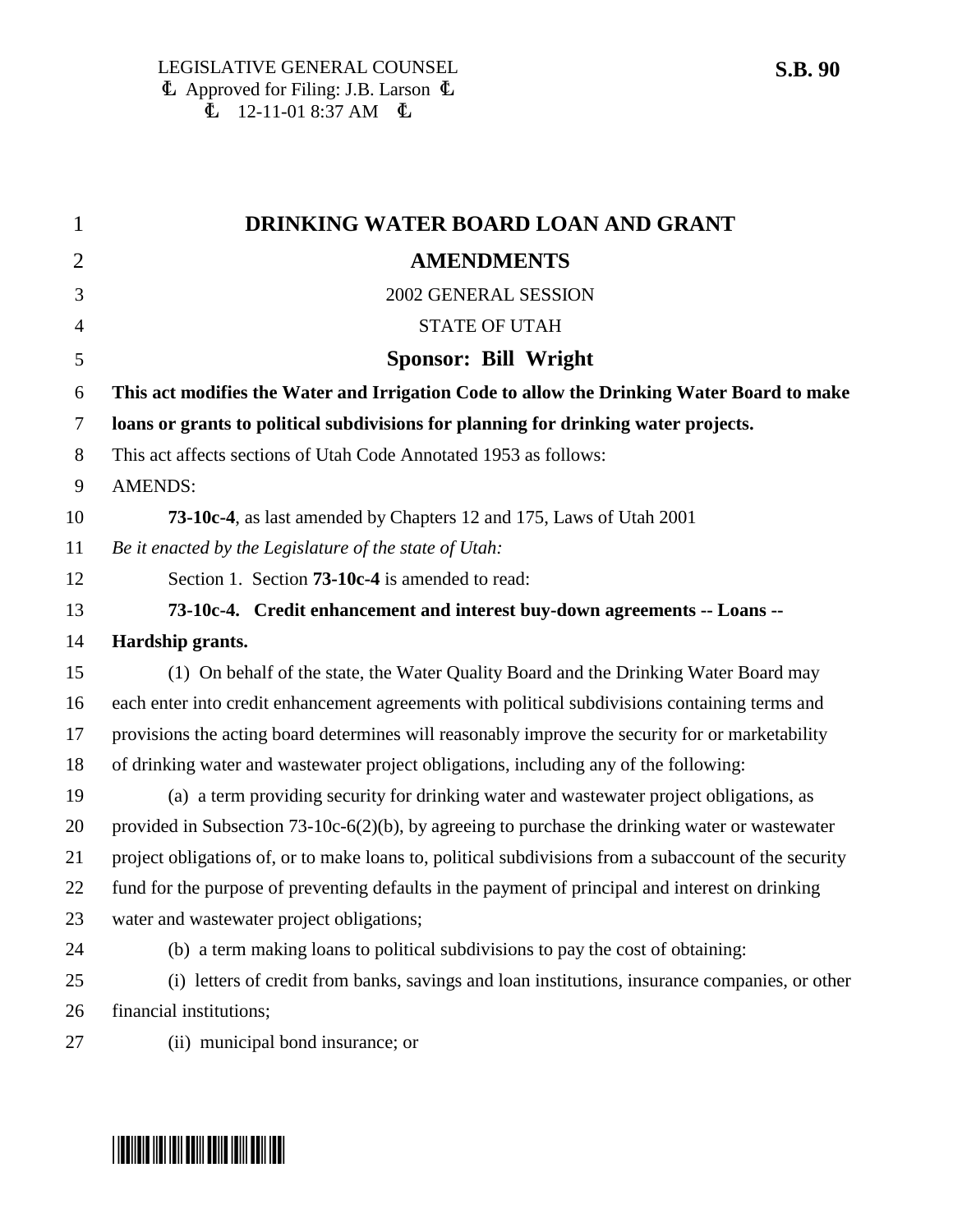LEGISLATIVE GENERAL COUNSEL
Ⓒ Approved for Filing: J.B. Larson Ⓒ
Ⓒ 12-11-01 8:37 AM Ⓒ

**S.B. 90**

# DRINKING WATER BOARD LOAN AND GRANT AMENDMENTS

2002 GENERAL SESSION

STATE OF UTAH

**Sponsor: Bill Wright**

**This act modifies the Water and Irrigation Code to allow the Drinking Water Board to make loans or grants to political subdivisions for planning for drinking water projects.**

This act affects sections of Utah Code Annotated 1953 as follows:

AMENDS:

**73-10c-4**, as last amended by Chapters 12 and 175, Laws of Utah 2001

*Be it enacted by the Legislature of the state of Utah:*

Section 1. Section **73-10c-4** is amended to read:

**73-10c-4. Credit enhancement and interest buy-down agreements -- Loans -- Hardship grants.**

(1) On behalf of the state, the Water Quality Board and the Drinking Water Board may each enter into credit enhancement agreements with political subdivisions containing terms and provisions the acting board determines will reasonably improve the security for or marketability of drinking water and wastewater project obligations, including any of the following:

(a) a term providing security for drinking water and wastewater project obligations, as provided in Subsection 73-10c-6(2)(b), by agreeing to purchase the drinking water or wastewater project obligations of, or to make loans to, political subdivisions from a subaccount of the security fund for the purpose of preventing defaults in the payment of principal and interest on drinking water and wastewater project obligations;

(b) a term making loans to political subdivisions to pay the cost of obtaining:

(i) letters of credit from banks, savings and loan institutions, insurance companies, or other financial institutions;

(ii) municipal bond insurance; or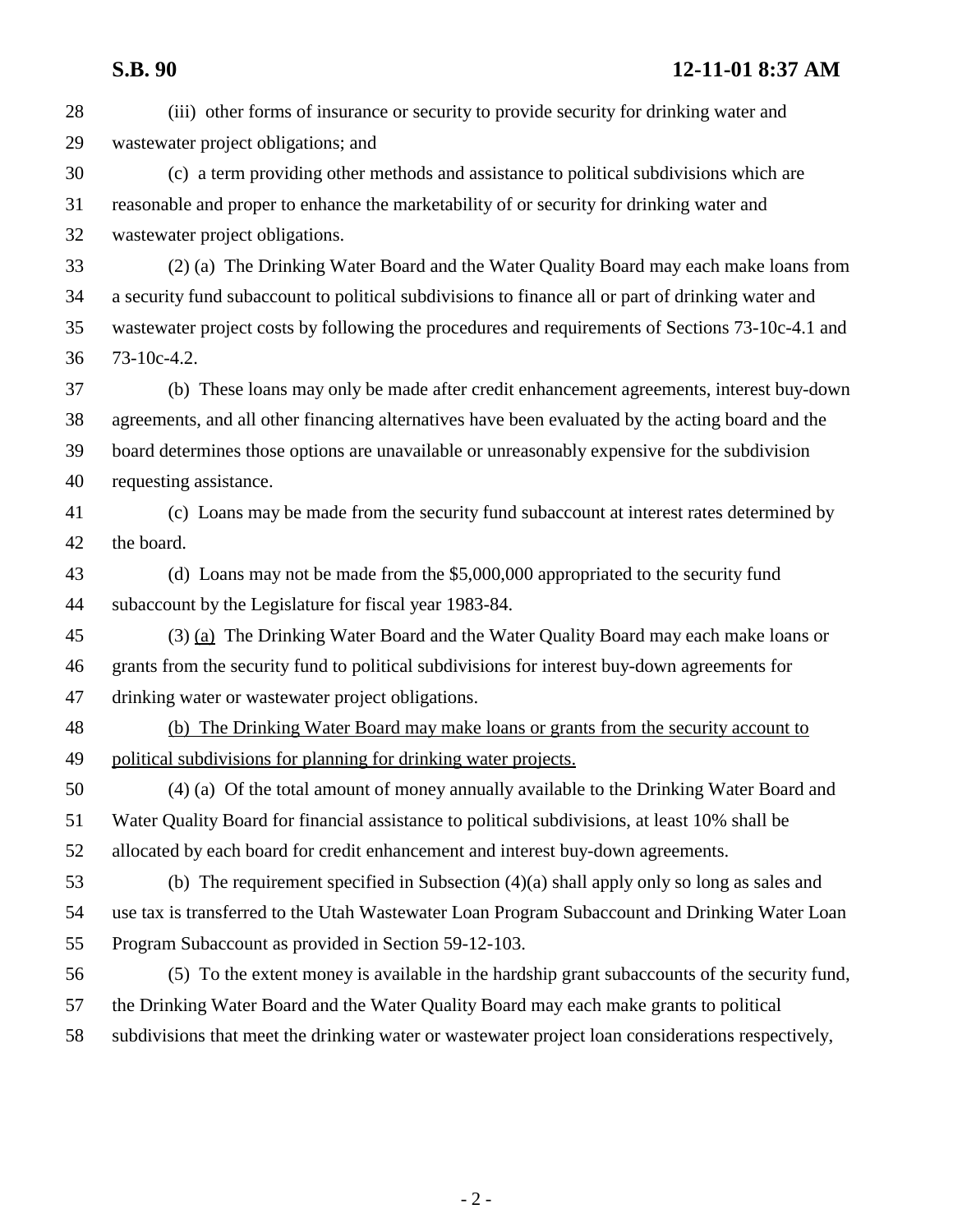(iii) other forms of insurance or security to provide security for drinking water and wastewater project obligations; and

(c) a term providing other methods and assistance to political subdivisions which are reasonable and proper to enhance the marketability of or security for drinking water and wastewater project obligations.

(2) (a) The Drinking Water Board and the Water Quality Board may each make loans from a security fund subaccount to political subdivisions to finance all or part of drinking water and wastewater project costs by following the procedures and requirements of Sections 73-10c-4.1 and 73-10c-4.2.

(b) These loans may only be made after credit enhancement agreements, interest buy-down agreements, and all other financing alternatives have been evaluated by the acting board and the board determines those options are unavailable or unreasonably expensive for the subdivision requesting assistance.

(c) Loans may be made from the security fund subaccount at interest rates determined by the board.

(d) Loans may not be made from the $5,000,000 appropriated to the security fund subaccount by the Legislature for fiscal year 1983-84.

(3) <u>(a)</u> The Drinking Water Board and the Water Quality Board may each make loans or grants from the security fund to political subdivisions for interest buy-down agreements for drinking water or wastewater project obligations.

<u>(b) The Drinking Water Board may make loans or grants from the security account to political subdivisions for planning for drinking water projects.</u>

(4) (a) Of the total amount of money annually available to the Drinking Water Board and Water Quality Board for financial assistance to political subdivisions, at least 10% shall be allocated by each board for credit enhancement and interest buy-down agreements.

(b) The requirement specified in Subsection (4)(a) shall apply only so long as sales and use tax is transferred to the Utah Wastewater Loan Program Subaccount and Drinking Water Loan Program Subaccount as provided in Section 59-12-103.

(5) To the extent money is available in the hardship grant subaccounts of the security fund, the Drinking Water Board and the Water Quality Board may each make grants to political subdivisions that meet the drinking water or wastewater project loan considerations respectively,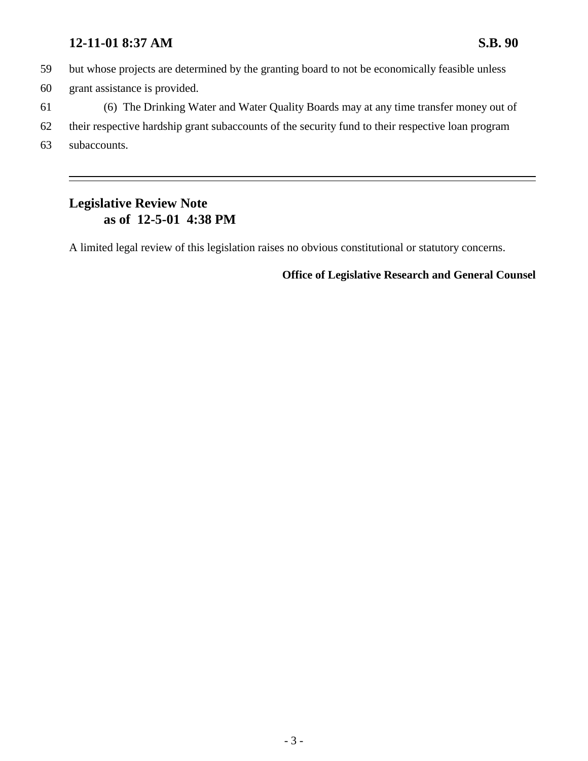59 but whose projects are determined by the granting board to not be economically feasible unless

60 grant assistance is provided.

61 (6) The Drinking Water and Water Quality Boards may at any time transfer money out of

62 their respective hardship grant subaccounts of the security fund to their respective loan program

63 subaccounts.

---

## Legislative Review Note
### as of 12-5-01 4:38 PM

A limited legal review of this legislation raises no obvious constitutional or statutory concerns.

**Office of Legislative Research and General Counsel**